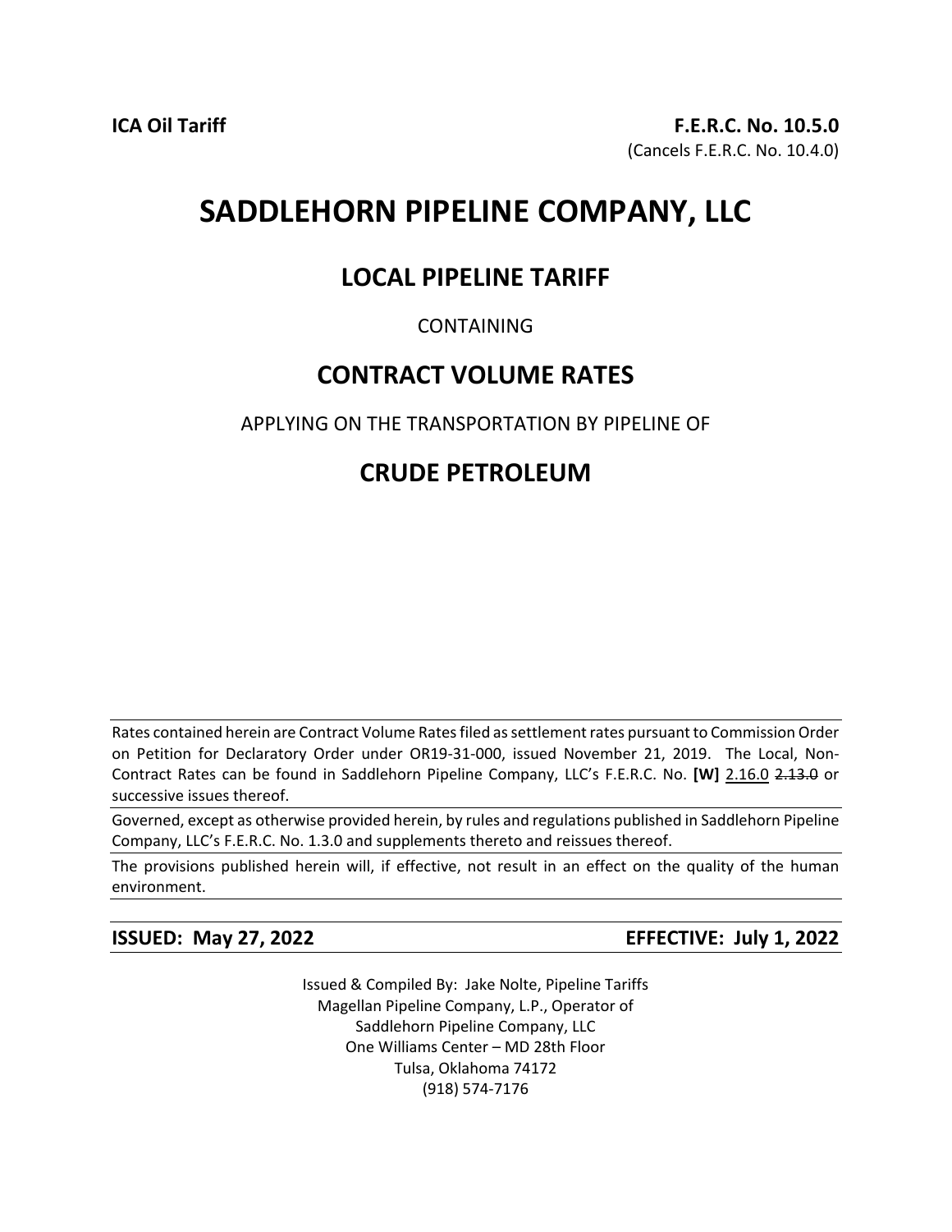**ICA Oil Tariff** **F.E.R.C. No. 10.5.0**

(Cancels F.E.R.C. No. 10.4.0)

# SADDLEHORN PIPELINE COMPANY, LLC

## LOCAL PIPELINE TARIFF

CONTAINING

## CONTRACT VOLUME RATES

APPLYING ON THE TRANSPORTATION BY PIPELINE OF

## CRUDE PETROLEUM

Rates contained herein are Contract Volume Rates filed as settlement rates pursuant to Commission Order on Petition for Declaratory Order under OR19-31-000, issued November 21, 2019. The Local, Non-Contract Rates can be found in Saddlehorn Pipeline Company, LLC's F.E.R.C. No. **[W]** 2.16.0 ~~2.13.0~~ or successive issues thereof.

Governed, except as otherwise provided herein, by rules and regulations published in Saddlehorn Pipeline Company, LLC's F.E.R.C. No. 1.3.0 and supplements thereto and reissues thereof.

The provisions published herein will, if effective, not result in an effect on the quality of the human environment.

**ISSUED: May 27, 2022** **EFFECTIVE: July 1, 2022**

Issued & Compiled By: Jake Nolte, Pipeline Tariffs
Magellan Pipeline Company, L.P., Operator of
Saddlehorn Pipeline Company, LLC
One Williams Center – MD 28th Floor
Tulsa, Oklahoma 74172
(918) 574-7176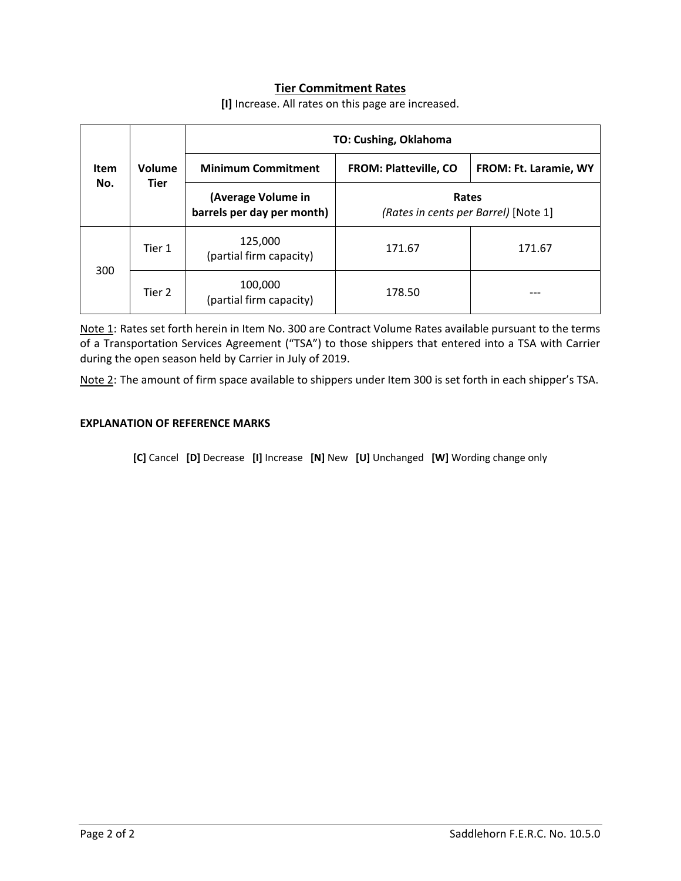## Tier Commitment Rates

**[I]** Increase. All rates on this page are increased.

| Item No. | Volume Tier | TO: Cushing, Oklahoma | | |
|---|---|---|---|---|
| | | **Minimum Commitment** | **FROM: Platteville, CO** | **FROM: Ft. Laramie, WY** |
| | | **(Average Volume in barrels per day per month)** | **Rates** *(Rates in cents per Barrel)* [Note 1] | |
| 300 | Tier 1 | 125,000 (partial firm capacity) | 171.67 | 171.67 |
| | Tier 2 | 100,000 (partial firm capacity) | 178.50 | --- |

Note 1: Rates set forth herein in Item No. 300 are Contract Volume Rates available pursuant to the terms of a Transportation Services Agreement ("TSA") to those shippers that entered into a TSA with Carrier during the open season held by Carrier in July of 2019.

Note 2: The amount of firm space available to shippers under Item 300 is set forth in each shipper's TSA.

**EXPLANATION OF REFERENCE MARKS**

**[C]** Cancel **[D]** Decrease **[I]** Increase **[N]** New **[U]** Unchanged **[W]** Wording change only

Saddlehorn F.E.R.C. No. 10.5.0